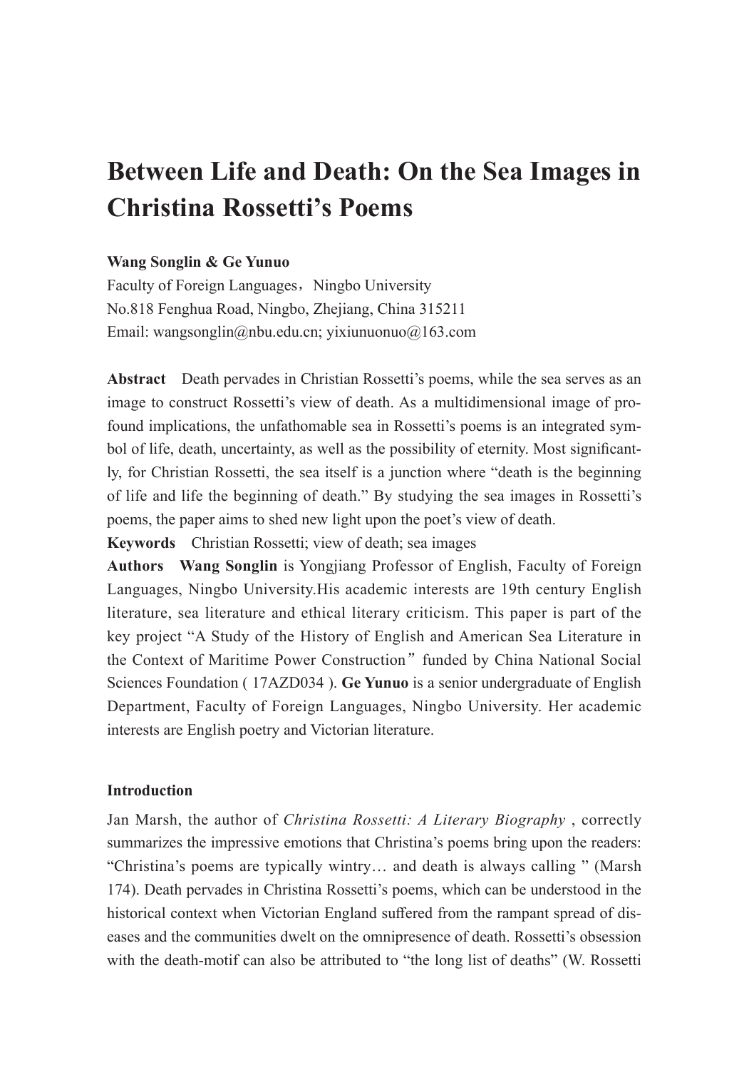# Between Life and Death: On the Sea Images in Christina Rossetti's Poems

**Wang Songlin & Ge Yunuo**

Faculty of Foreign Languages，Ningbo University

No.818 Fenghua Road, Ningbo, Zhejiang, China 315211

Email: wangsonglin@nbu.edu.cn; yixiunuonuo@163.com

**Abstract** Death pervades in Christian Rossetti's poems, while the sea serves as an image to construct Rossetti's view of death. As a multidimensional image of profound implications, the unfathomable sea in Rossetti's poems is an integrated symbol of life, death, uncertainty, as well as the possibility of eternity. Most significantly, for Christian Rossetti, the sea itself is a junction where "death is the beginning of life and life the beginning of death." By studying the sea images in Rossetti's poems, the paper aims to shed new light upon the poet's view of death.

**Keywords** Christian Rossetti; view of death; sea images

**Authors** **Wang Songlin** is Yongjiang Professor of English, Faculty of Foreign Languages, Ningbo University.His academic interests are 19th century English literature, sea literature and ethical literary criticism. This paper is part of the key project "A Study of the History of English and American Sea Literature in the Context of Maritime Power Construction" funded by China National Social Sciences Foundation ( 17AZD034 ). **Ge Yunuo** is a senior undergraduate of English Department, Faculty of Foreign Languages, Ningbo University. Her academic interests are English poetry and Victorian literature.

## Introduction

Jan Marsh, the author of *Christina Rossetti: A Literary Biography* , correctly summarizes the impressive emotions that Christina's poems bring upon the readers: "Christina's poems are typically wintry… and death is always calling " (Marsh 174). Death pervades in Christina Rossetti's poems, which can be understood in the historical context when Victorian England suffered from the rampant spread of diseases and the communities dwelt on the omnipresence of death. Rossetti's obsession with the death-motif can also be attributed to "the long list of deaths" (W. Rossetti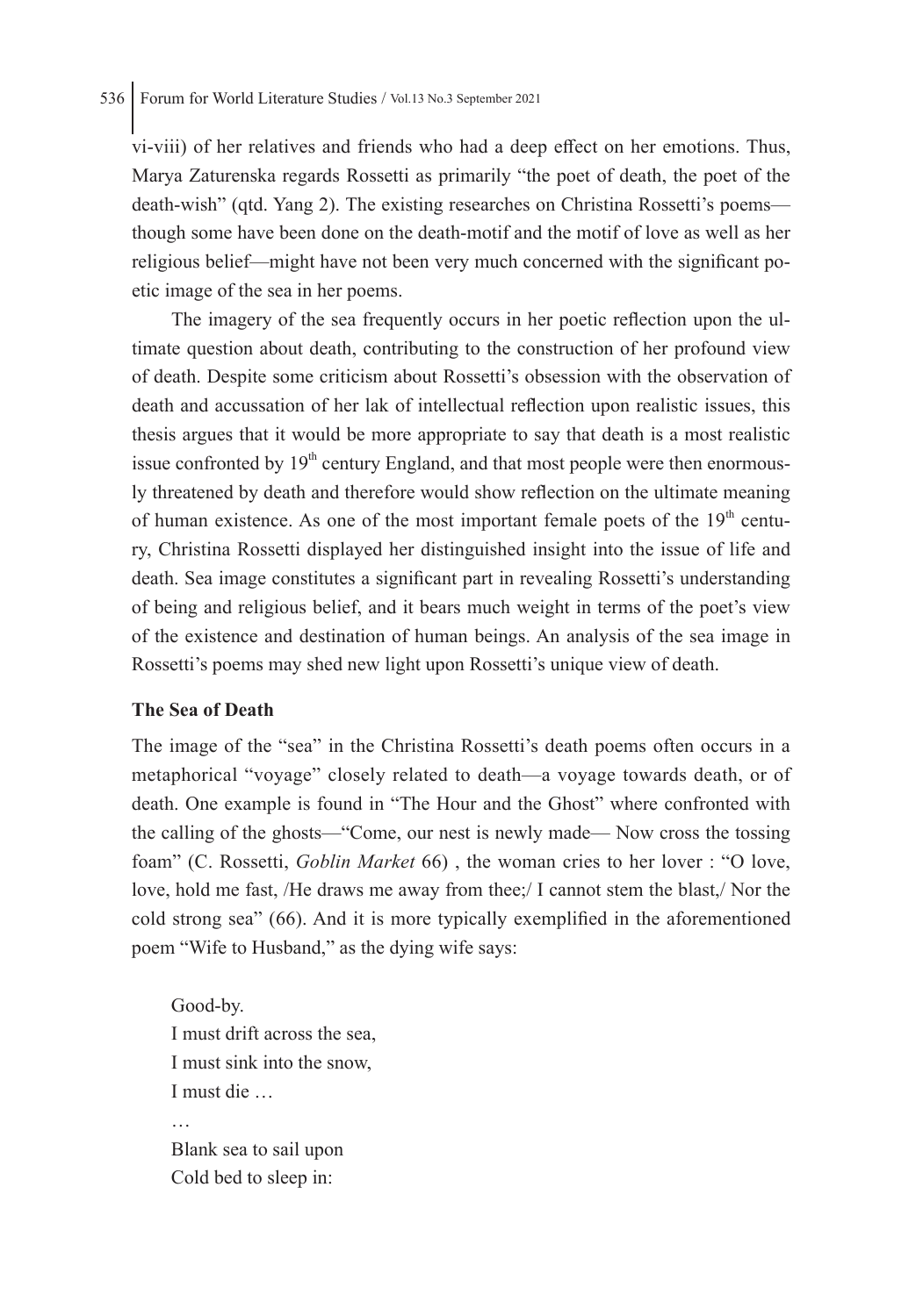vi-viii) of her relatives and friends who had a deep effect on her emotions. Thus, Marya Zaturenska regards Rossetti as primarily "the poet of death, the poet of the death-wish" (qtd. Yang 2). The existing researches on Christina Rossetti's poems—though some have been done on the death-motif and the motif of love as well as her religious belief—might have not been very much concerned with the significant poetic image of the sea in her poems.

The imagery of the sea frequently occurs in her poetic reflection upon the ultimate question about death, contributing to the construction of her profound view of death. Despite some criticism about Rossetti's obsession with the observation of death and accussation of her lak of intellectual reflection upon realistic issues, this thesis argues that it would be more appropriate to say that death is a most realistic issue confronted by 19th century England, and that most people were then enormously threatened by death and therefore would show reflection on the ultimate meaning of human existence. As one of the most important female poets of the 19th century, Christina Rossetti displayed her distinguished insight into the issue of life and death. Sea image constitutes a significant part in revealing Rossetti's understanding of being and religious belief, and it bears much weight in terms of the poet's view of the existence and destination of human beings. An analysis of the sea image in Rossetti's poems may shed new light upon Rossetti's unique view of death.

**The Sea of Death**

The image of the "sea" in the Christina Rossetti's death poems often occurs in a metaphorical "voyage" closely related to death—a voyage towards death, or of death. One example is found in "The Hour and the Ghost" where confronted with the calling of the ghosts—"Come, our nest is newly made— Now cross the tossing foam" (C. Rossetti, *Goblin Market* 66) , the woman cries to her lover : "O love, love, hold me fast, /He draws me away from thee;/ I cannot stem the blast,/ Nor the cold strong sea" (66). And it is more typically exemplified in the aforementioned poem "Wife to Husband," as the dying wife says:

> Good-by.
> I must drift across the sea,
> I must sink into the snow,
> I must die …
> …
> Blank sea to sail upon
> Cold bed to sleep in: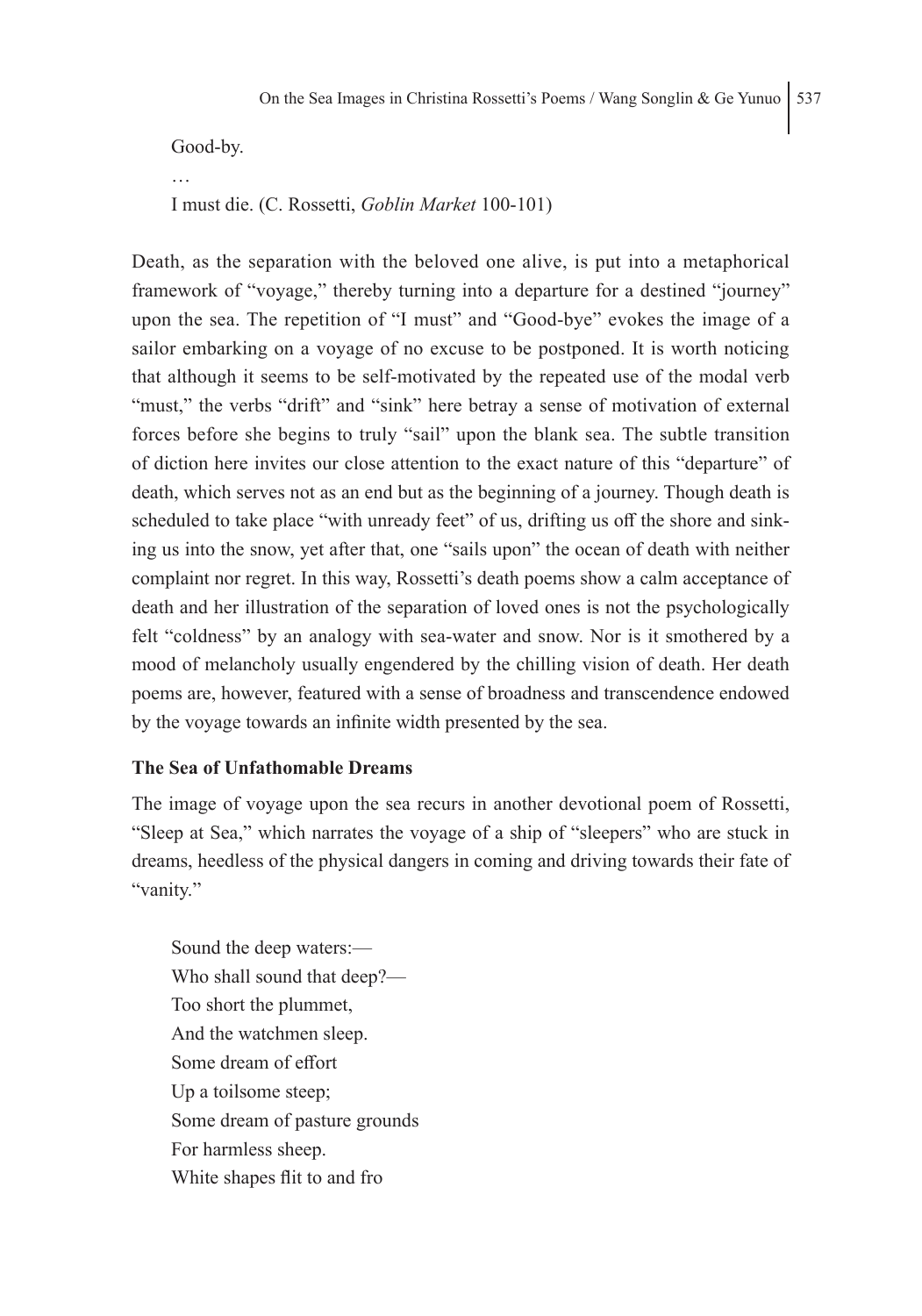Good-by.

…

I must die. (C. Rossetti, *Goblin Market* 100-101)

Death, as the separation with the beloved one alive, is put into a metaphorical framework of "voyage," thereby turning into a departure for a destined "journey" upon the sea. The repetition of "I must" and "Good-bye" evokes the image of a sailor embarking on a voyage of no excuse to be postponed. It is worth noticing that although it seems to be self-motivated by the repeated use of the modal verb "must," the verbs "drift" and "sink" here betray a sense of motivation of external forces before she begins to truly "sail" upon the blank sea. The subtle transition of diction here invites our close attention to the exact nature of this "departure" of death, which serves not as an end but as the beginning of a journey. Though death is scheduled to take place "with unready feet" of us, drifting us off the shore and sinking us into the snow, yet after that, one "sails upon" the ocean of death with neither complaint nor regret. In this way, Rossetti's death poems show a calm acceptance of death and her illustration of the separation of loved ones is not the psychologically felt "coldness" by an analogy with sea-water and snow. Nor is it smothered by a mood of melancholy usually engendered by the chilling vision of death. Her death poems are, however, featured with a sense of broadness and transcendence endowed by the voyage towards an infinite width presented by the sea.

**The Sea of Unfathomable Dreams**

The image of voyage upon the sea recurs in another devotional poem of Rossetti, "Sleep at Sea," which narrates the voyage of a ship of "sleepers" who are stuck in dreams, heedless of the physical dangers in coming and driving towards their fate of "vanity."

Sound the deep waters:—
Who shall sound that deep?—
Too short the plummet,
And the watchmen sleep.
Some dream of effort
Up a toilsome steep;
Some dream of pasture grounds
For harmless sheep.
White shapes flit to and fro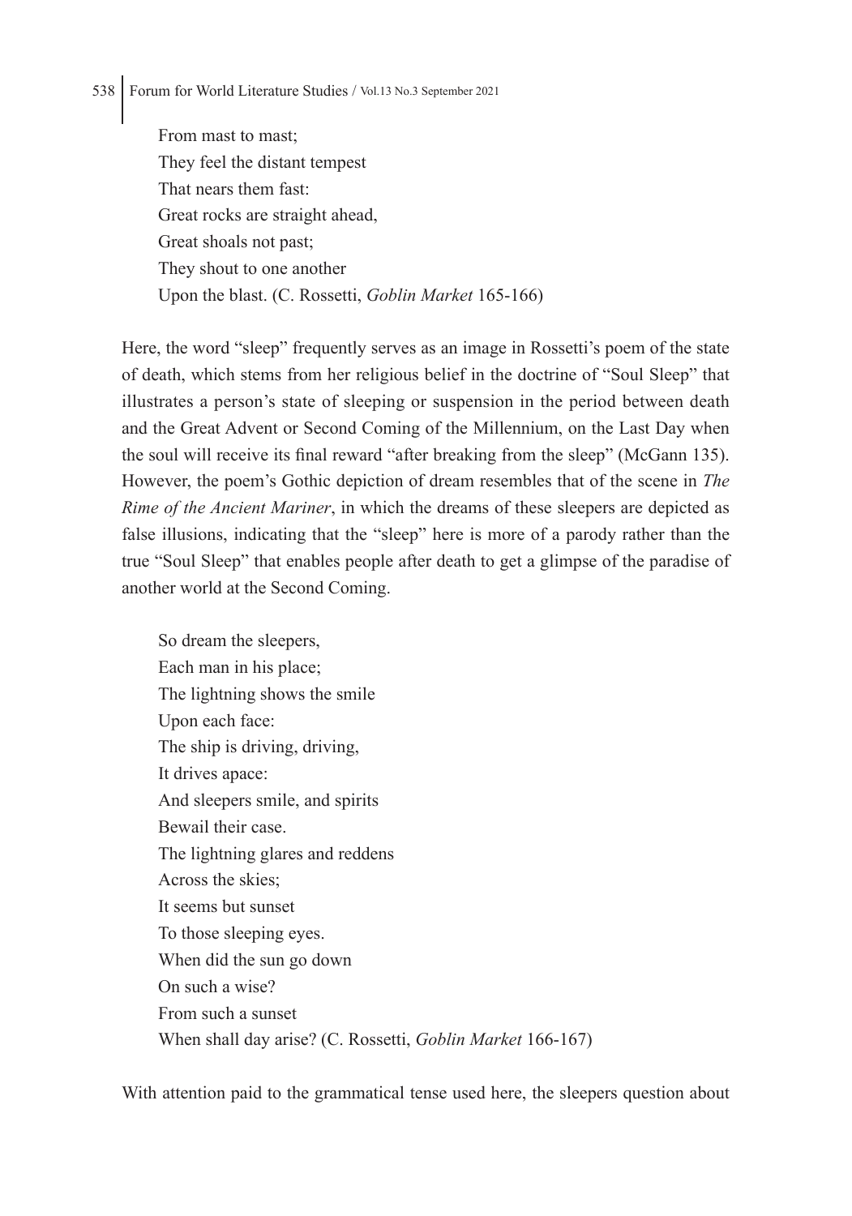From mast to mast;  
They feel the distant tempest  
That nears them fast:  
Great rocks are straight ahead,  
Great shoals not past;  
They shout to one another  
Upon the blast. (C. Rossetti, *Goblin Market* 165-166)

Here, the word "sleep" frequently serves as an image in Rossetti's poem of the state of death, which stems from her religious belief in the doctrine of "Soul Sleep" that illustrates a person's state of sleeping or suspension in the period between death and the Great Advent or Second Coming of the Millennium, on the Last Day when the soul will receive its final reward "after breaking from the sleep" (McGann 135). However, the poem's Gothic depiction of dream resembles that of the scene in *The Rime of the Ancient Mariner*, in which the dreams of these sleepers are depicted as false illusions, indicating that the "sleep" here is more of a parody rather than the true "Soul Sleep" that enables people after death to get a glimpse of the paradise of another world at the Second Coming.

So dream the sleepers,  
Each man in his place;  
The lightning shows the smile  
Upon each face:  
The ship is driving, driving,  
It drives apace:  
And sleepers smile, and spirits  
Bewail their case.  
The lightning glares and reddens  
Across the skies;  
It seems but sunset  
To those sleeping eyes.  
When did the sun go down  
On such a wise?  
From such a sunset  
When shall day arise? (C. Rossetti, *Goblin Market* 166-167)

With attention paid to the grammatical tense used here, the sleepers question about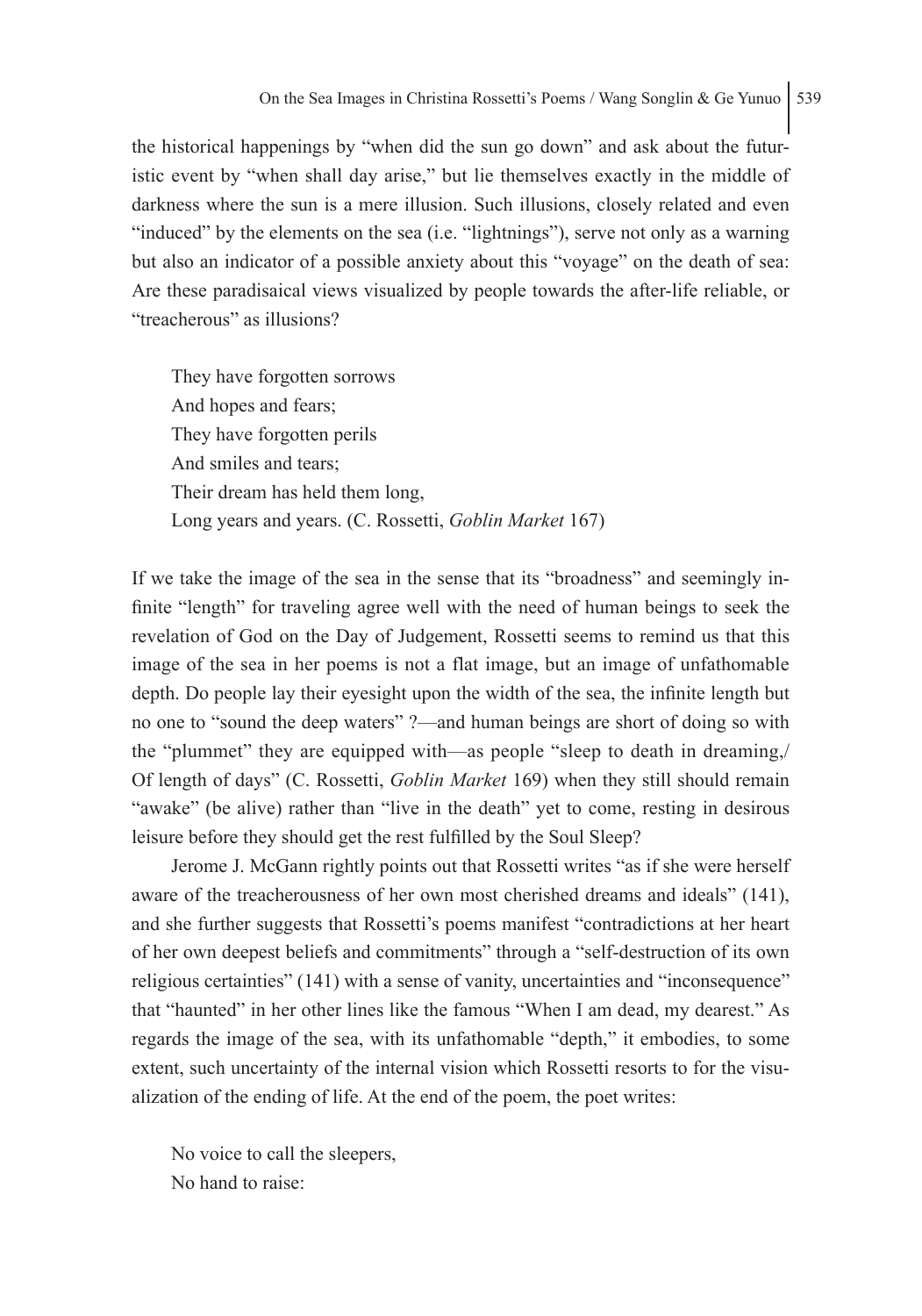the historical happenings by "when did the sun go down" and ask about the futuristic event by "when shall day arise," but lie themselves exactly in the middle of darkness where the sun is a mere illusion. Such illusions, closely related and even "induced" by the elements on the sea (i.e. "lightnings"), serve not only as a warning but also an indicator of a possible anxiety about this "voyage" on the death of sea: Are these paradisaical views visualized by people towards the after-life reliable, or "treacherous" as illusions?

> They have forgotten sorrows  
> And hopes and fears;  
> They have forgotten perils  
> And smiles and tears;  
> Their dream has held them long,  
> Long years and years. (C. Rossetti, *Goblin Market* 167)

If we take the image of the sea in the sense that its "broadness" and seemingly infinite "length" for traveling agree well with the need of human beings to seek the revelation of God on the Day of Judgement, Rossetti seems to remind us that this image of the sea in her poems is not a flat image, but an image of unfathomable depth. Do people lay their eyesight upon the width of the sea, the infinite length but no one to "sound the deep waters" ?—and human beings are short of doing so with the "plummet" they are equipped with—as people "sleep to death in dreaming,/ Of length of days" (C. Rossetti, *Goblin Market* 169) when they still should remain "awake" (be alive) rather than "live in the death" yet to come, resting in desirous leisure before they should get the rest fulfilled by the Soul Sleep?

Jerome J. McGann rightly points out that Rossetti writes "as if she were herself aware of the treacherousness of her own most cherished dreams and ideals" (141), and she further suggests that Rossetti's poems manifest "contradictions at her heart of her own deepest beliefs and commitments" through a "self-destruction of its own religious certainties" (141) with a sense of vanity, uncertainties and "inconsequence" that "haunted" in her other lines like the famous "When I am dead, my dearest." As regards the image of the sea, with its unfathomable "depth," it embodies, to some extent, such uncertainty of the internal vision which Rossetti resorts to for the visualization of the ending of life. At the end of the poem, the poet writes:

> No voice to call the sleepers,  
> No hand to raise: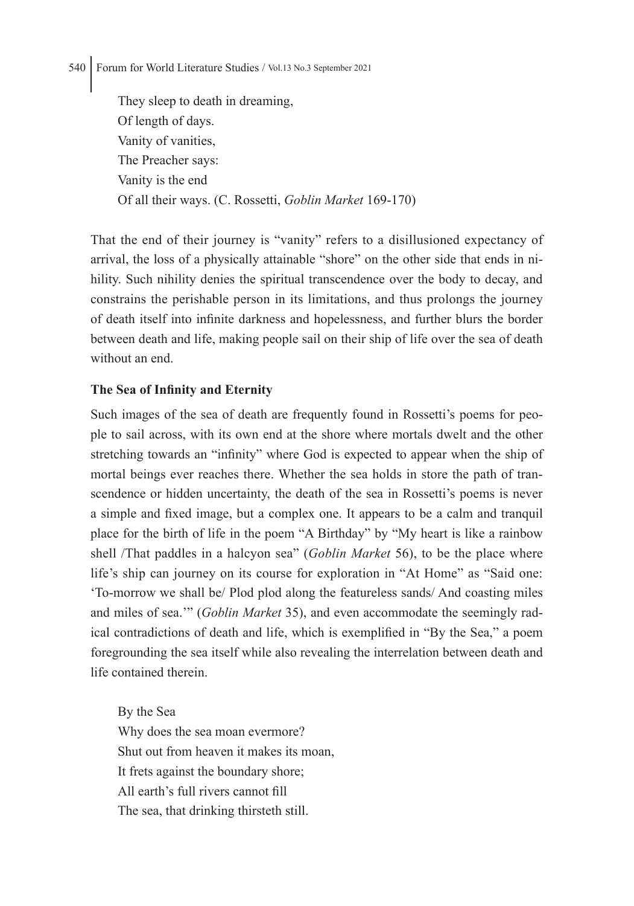They sleep to death in dreaming,  
Of length of days.  
Vanity of vanities,  
The Preacher says:  
Vanity is the end  
Of all their ways. (C. Rossetti, *Goblin Market* 169-170)

That the end of their journey is "vanity" refers to a disillusioned expectancy of arrival, the loss of a physically attainable "shore" on the other side that ends in nihility. Such nihility denies the spiritual transcendence over the body to decay, and constrains the perishable person in its limitations, and thus prolongs the journey of death itself into infinite darkness and hopelessness, and further blurs the border between death and life, making people sail on their ship of life over the sea of death without an end.

**The Sea of Infinity and Eternity**

Such images of the sea of death are frequently found in Rossetti's poems for people to sail across, with its own end at the shore where mortals dwelt and the other stretching towards an "infinity" where God is expected to appear when the ship of mortal beings ever reaches there. Whether the sea holds in store the path of transcendence or hidden uncertainty, the death of the sea in Rossetti's poems is never a simple and fixed image, but a complex one. It appears to be a calm and tranquil place for the birth of life in the poem "A Birthday" by "My heart is like a rainbow shell /That paddles in a halcyon sea" (*Goblin Market* 56), to be the place where life's ship can journey on its course for exploration in "At Home" as "Said one: 'To-morrow we shall be/ Plod plod along the featureless sands/ And coasting miles and miles of sea.'" (*Goblin Market* 35), and even accommodate the seemingly radical contradictions of death and life, which is exemplified in "By the Sea," a poem foregrounding the sea itself while also revealing the interrelation between death and life contained therein.

By the Sea  
Why does the sea moan evermore?  
Shut out from heaven it makes its moan,  
It frets against the boundary shore;  
All earth's full rivers cannot fill  
The sea, that drinking thirsteth still.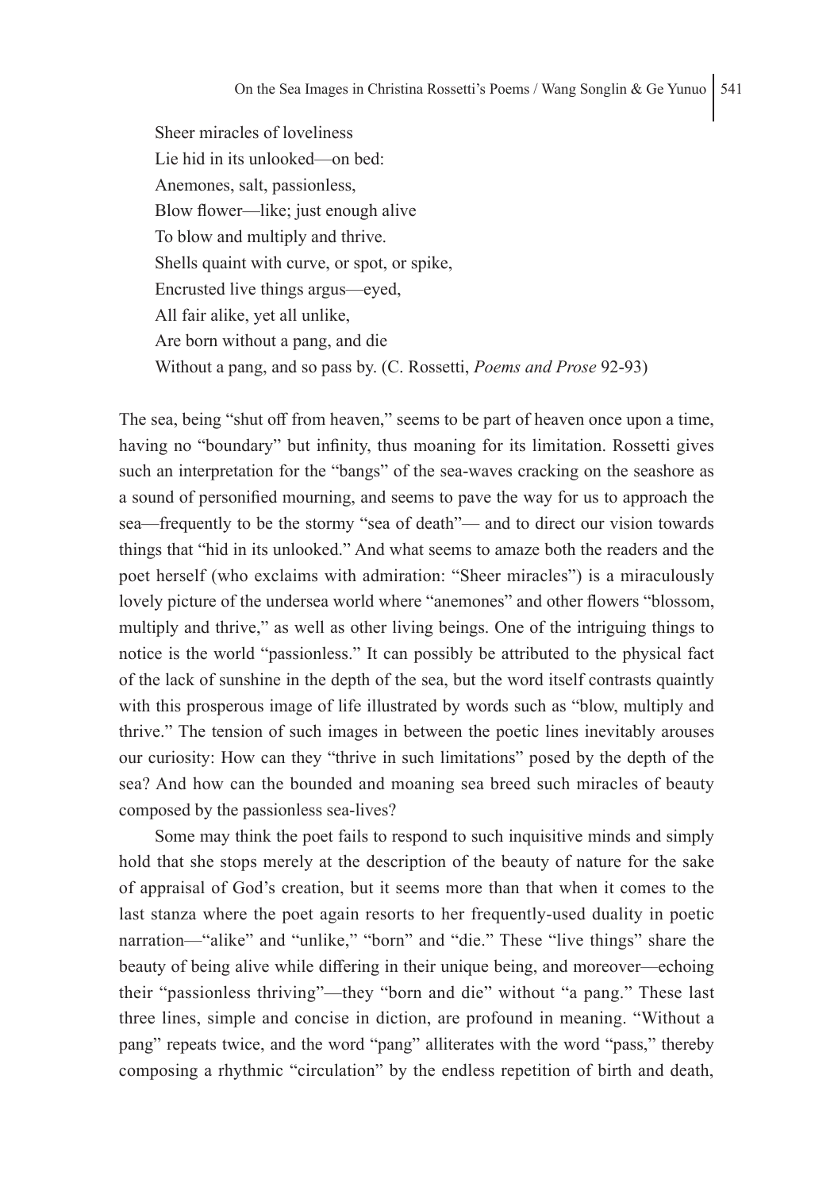Sheer miracles of loveliness  
Lie hid in its unlooked—on bed:  
Anemones, salt, passionless,  
Blow flower—like; just enough alive  
To blow and multiply and thrive.  
Shells quaint with curve, or spot, or spike,  
Encrusted live things argus—eyed,  
All fair alike, yet all unlike,  
Are born without a pang, and die  
Without a pang, and so pass by. (C. Rossetti, *Poems and Prose* 92-93)

The sea, being "shut off from heaven," seems to be part of heaven once upon a time, having no "boundary" but infinity, thus moaning for its limitation. Rossetti gives such an interpretation for the "bangs" of the sea-waves cracking on the seashore as a sound of personified mourning, and seems to pave the way for us to approach the sea—frequently to be the stormy "sea of death"— and to direct our vision towards things that "hid in its unlooked." And what seems to amaze both the readers and the poet herself (who exclaims with admiration: "Sheer miracles") is a miraculously lovely picture of the undersea world where "anemones" and other flowers "blossom, multiply and thrive," as well as other living beings. One of the intriguing things to notice is the world "passionless." It can possibly be attributed to the physical fact of the lack of sunshine in the depth of the sea, but the word itself contrasts quaintly with this prosperous image of life illustrated by words such as "blow, multiply and thrive." The tension of such images in between the poetic lines inevitably arouses our curiosity: How can they "thrive in such limitations" posed by the depth of the sea? And how can the bounded and moaning sea breed such miracles of beauty composed by the passionless sea-lives?

Some may think the poet fails to respond to such inquisitive minds and simply hold that she stops merely at the description of the beauty of nature for the sake of appraisal of God's creation, but it seems more than that when it comes to the last stanza where the poet again resorts to her frequently-used duality in poetic narration—"alike" and "unlike," "born" and "die." These "live things" share the beauty of being alive while differing in their unique being, and moreover—echoing their "passionless thriving"—they "born and die" without "a pang." These last three lines, simple and concise in diction, are profound in meaning. "Without a pang" repeats twice, and the word "pang" alliterates with the word "pass," thereby composing a rhythmic "circulation" by the endless repetition of birth and death,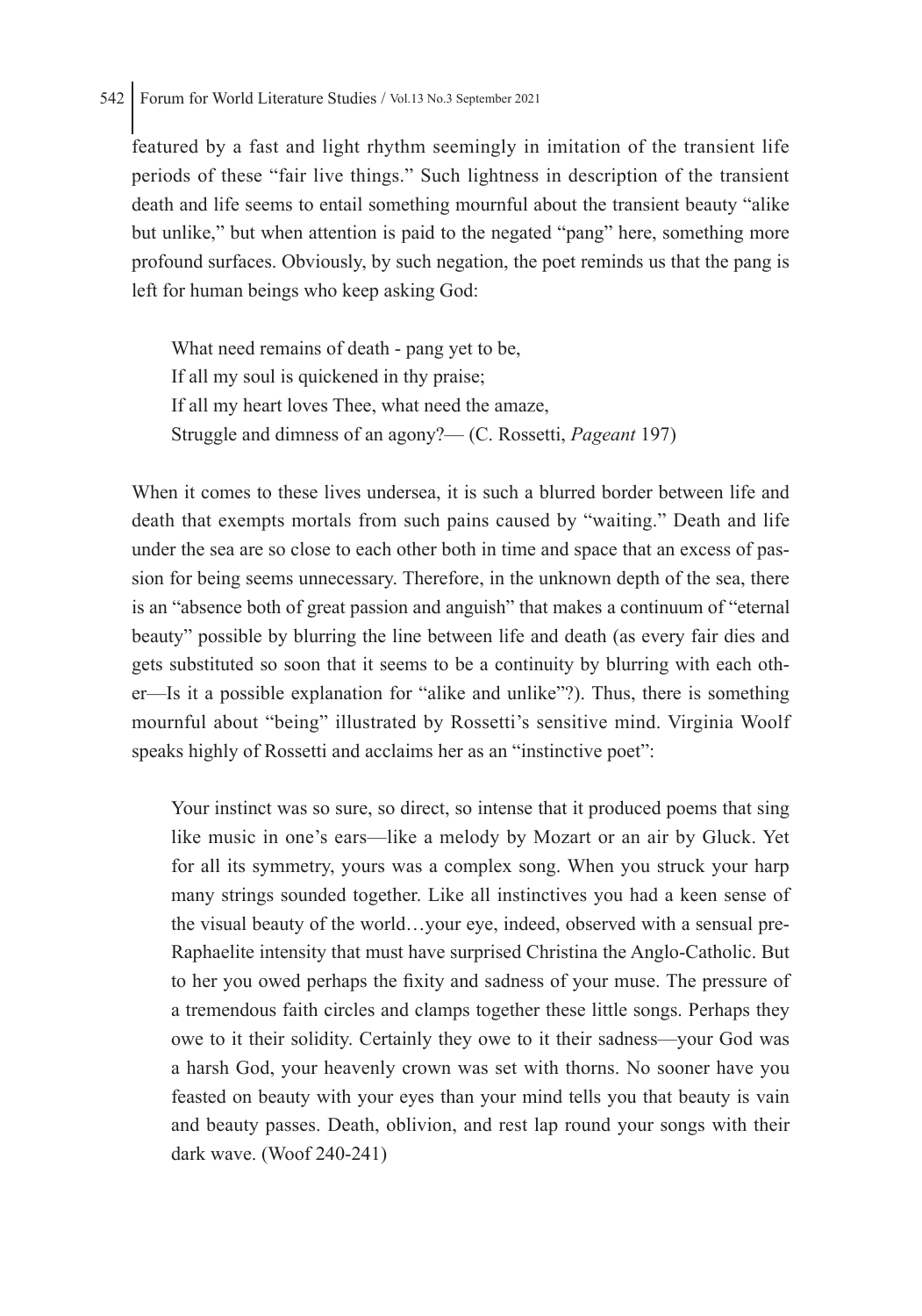featured by a fast and light rhythm seemingly in imitation of the transient life periods of these "fair live things." Such lightness in description of the transient death and life seems to entail something mournful about the transient beauty "alike but unlike," but when attention is paid to the negated "pang" here, something more profound surfaces. Obviously, by such negation, the poet reminds us that the pang is left for human beings who keep asking God:

> What need remains of death - pang yet to be,
> If all my soul is quickened in thy praise;
> If all my heart loves Thee, what need the amaze,
> Struggle and dimness of an agony?— (C. Rossetti, *Pageant* 197)

When it comes to these lives undersea, it is such a blurred border between life and death that exempts mortals from such pains caused by "waiting." Death and life under the sea are so close to each other both in time and space that an excess of passion for being seems unnecessary. Therefore, in the unknown depth of the sea, there is an "absence both of great passion and anguish" that makes a continuum of "eternal beauty" possible by blurring the line between life and death (as every fair dies and gets substituted so soon that it seems to be a continuity by blurring with each other—Is it a possible explanation for "alike and unlike"?). Thus, there is something mournful about "being" illustrated by Rossetti's sensitive mind. Virginia Woolf speaks highly of Rossetti and acclaims her as an "instinctive poet":

> Your instinct was so sure, so direct, so intense that it produced poems that sing like music in one's ears—like a melody by Mozart or an air by Gluck. Yet for all its symmetry, yours was a complex song. When you struck your harp many strings sounded together. Like all instinctives you had a keen sense of the visual beauty of the world…your eye, indeed, observed with a sensual pre-Raphaelite intensity that must have surprised Christina the Anglo-Catholic. But to her you owed perhaps the fixity and sadness of your muse. The pressure of a tremendous faith circles and clamps together these little songs. Perhaps they owe to it their solidity. Certainly they owe to it their sadness—your God was a harsh God, your heavenly crown was set with thorns. No sooner have you feasted on beauty with your eyes than your mind tells you that beauty is vain and beauty passes. Death, oblivion, and rest lap round your songs with their dark wave. (Woof 240-241)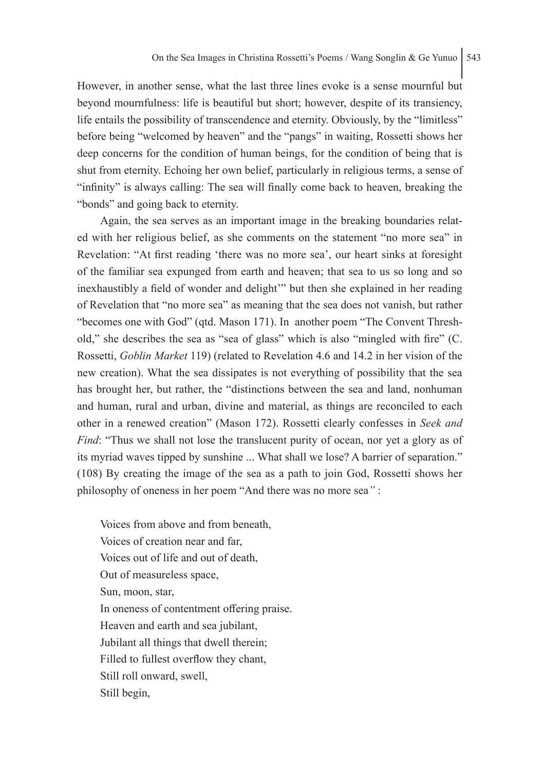However, in another sense, what the last three lines evoke is a sense mournful but beyond mournfulness: life is beautiful but short; however, despite of its transiency, life entails the possibility of transcendence and eternity. Obviously, by the "limitless" before being "welcomed by heaven" and the "pangs" in waiting, Rossetti shows her deep concerns for the condition of human beings, for the condition of being that is shut from eternity. Echoing her own belief, particularly in religious terms, a sense of "infinity" is always calling: The sea will finally come back to heaven, breaking the "bonds" and going back to eternity.

Again, the sea serves as an important image in the breaking boundaries related with her religious belief, as she comments on the statement "no more sea" in Revelation: "At first reading 'there was no more sea', our heart sinks at foresight of the familiar sea expunged from earth and heaven; that sea to us so long and so inexhaustibly a field of wonder and delight'" but then she explained in her reading of Revelation that "no more sea" as meaning that the sea does not vanish, but rather "becomes one with God" (qtd. Mason 171). In another poem "The Convent Threshold," she describes the sea as "sea of glass" which is also "mingled with fire" (C. Rossetti, *Goblin Market* 119) (related to Revelation 4.6 and 14.2 in her vision of the new creation). What the sea dissipates is not everything of possibility that the sea has brought her, but rather, the "distinctions between the sea and land, nonhuman and human, rural and urban, divine and material, as things are reconciled to each other in a renewed creation" (Mason 172). Rossetti clearly confesses in *Seek and Find*: "Thus we shall not lose the translucent purity of ocean, nor yet a glory as of its myriad waves tipped by sunshine ... What shall we lose? A barrier of separation." (108) By creating the image of the sea as a path to join God, Rossetti shows her philosophy of oneness in her poem "And there was no more sea*"* :

> Voices from above and from beneath,
> Voices of creation near and far,
> Voices out of life and out of death,
> Out of measureless space,
> Sun, moon, star,
> In oneness of contentment offering praise.
> Heaven and earth and sea jubilant,
> Jubilant all things that dwell therein;
> Filled to fullest overflow they chant,
> Still roll onward, swell,
> Still begin,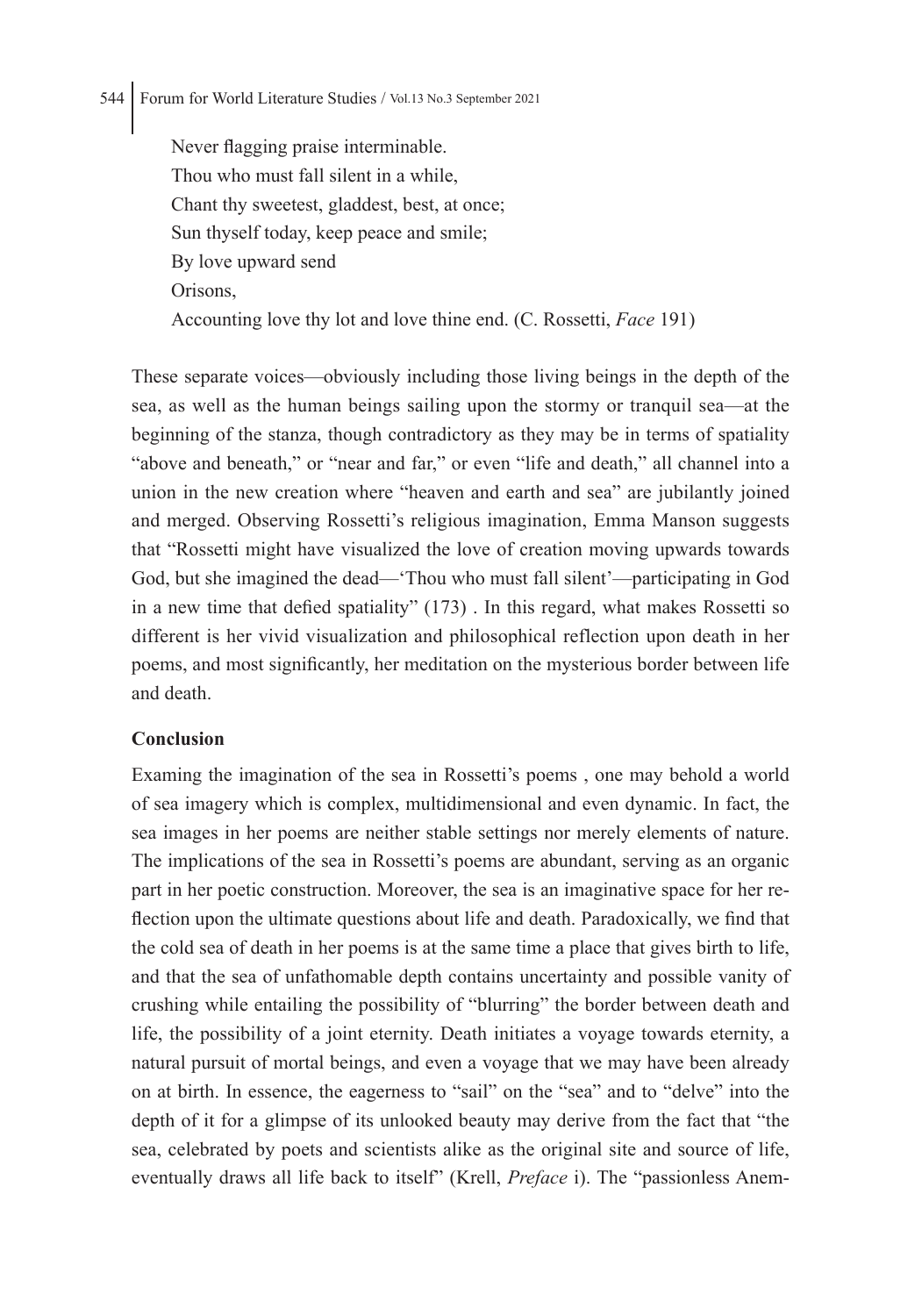Never flagging praise interminable.
Thou who must fall silent in a while,
Chant thy sweetest, gladdest, best, at once;
Sun thyself today, keep peace and smile;
By love upward send
Orisons,
Accounting love thy lot and love thine end. (C. Rossetti, *Face* 191)

These separate voices—obviously including those living beings in the depth of the sea, as well as the human beings sailing upon the stormy or tranquil sea—at the beginning of the stanza, though contradictory as they may be in terms of spatiality "above and beneath," or "near and far," or even "life and death," all channel into a union in the new creation where "heaven and earth and sea" are jubilantly joined and merged. Observing Rossetti's religious imagination, Emma Manson suggests that "Rossetti might have visualized the love of creation moving upwards towards God, but she imagined the dead—'Thou who must fall silent'—participating in God in a new time that defied spatiality" (173) . In this regard, what makes Rossetti so different is her vivid visualization and philosophical reflection upon death in her poems, and most significantly, her meditation on the mysterious border between life and death.

**Conclusion**

Examing the imagination of the sea in Rossetti's poems , one may behold a world of sea imagery which is complex, multidimensional and even dynamic. In fact, the sea images in her poems are neither stable settings nor merely elements of nature. The implications of the sea in Rossetti's poems are abundant, serving as an organic part in her poetic construction. Moreover, the sea is an imaginative space for her reflection upon the ultimate questions about life and death. Paradoxically, we find that the cold sea of death in her poems is at the same time a place that gives birth to life, and that the sea of unfathomable depth contains uncertainty and possible vanity of crushing while entailing the possibility of "blurring" the border between death and life, the possibility of a joint eternity. Death initiates a voyage towards eternity, a natural pursuit of mortal beings, and even a voyage that we may have been already on at birth. In essence, the eagerness to "sail" on the "sea" and to "delve" into the depth of it for a glimpse of its unlooked beauty may derive from the fact that "the sea, celebrated by poets and scientists alike as the original site and source of life, eventually draws all life back to itself" (Krell, *Preface* i). The "passionless Anem-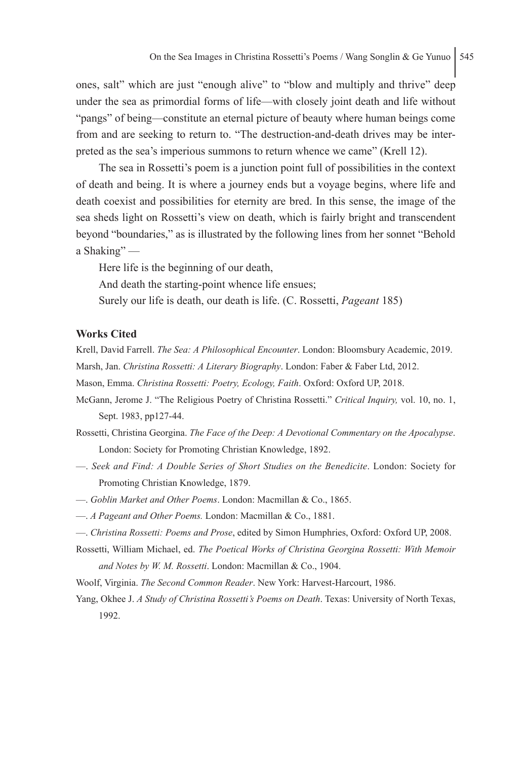ones, salt" which are just "enough alive" to "blow and multiply and thrive" deep under the sea as primordial forms of life—with closely joint death and life without "pangs" of being—constitute an eternal picture of beauty where human beings come from and are seeking to return to. "The destruction-and-death drives may be interpreted as the sea's imperious summons to return whence we came" (Krell 12).

The sea in Rossetti's poem is a junction point full of possibilities in the context of death and being. It is where a journey ends but a voyage begins, where life and death coexist and possibilities for eternity are bred. In this sense, the image of the sea sheds light on Rossetti's view on death, which is fairly bright and transcendent beyond "boundaries," as is illustrated by the following lines from her sonnet "Behold a Shaking" —

> Here life is the beginning of our death,
> And death the starting-point whence life ensues;
> Surely our life is death, our death is life. (C. Rossetti, *Pageant* 185)

## Works Cited

Krell, David Farrell. *The Sea: A Philosophical Encounter*. London: Bloomsbury Academic, 2019.

Marsh, Jan. *Christina Rossetti: A Literary Biography*. London: Faber & Faber Ltd, 2012.

Mason, Emma. *Christina Rossetti: Poetry, Ecology, Faith*. Oxford: Oxford UP, 2018.

McGann, Jerome J. "The Religious Poetry of Christina Rossetti." *Critical Inquiry,* vol. 10, no. 1, Sept. 1983, pp127-44.

Rossetti, Christina Georgina. *The Face of the Deep: A Devotional Commentary on the Apocalypse*. London: Society for Promoting Christian Knowledge, 1892.

—. *Seek and Find: A Double Series of Short Studies on the Benedicite*. London: Society for Promoting Christian Knowledge, 1879.

—. *Goblin Market and Other Poems*. London: Macmillan & Co., 1865.

—. *A Pageant and Other Poems.* London: Macmillan & Co., 1881.

—. *Christina Rossetti: Poems and Prose*, edited by Simon Humphries, Oxford: Oxford UP, 2008.

Rossetti, William Michael, ed. *The Poetical Works of Christina Georgina Rossetti: With Memoir and Notes by W. M. Rossetti*. London: Macmillan & Co., 1904.

Woolf, Virginia. *The Second Common Reader*. New York: Harvest-Harcourt, 1986.

Yang, Okhee J. *A Study of Christina Rossetti's Poems on Death*. Texas: University of North Texas, 1992.